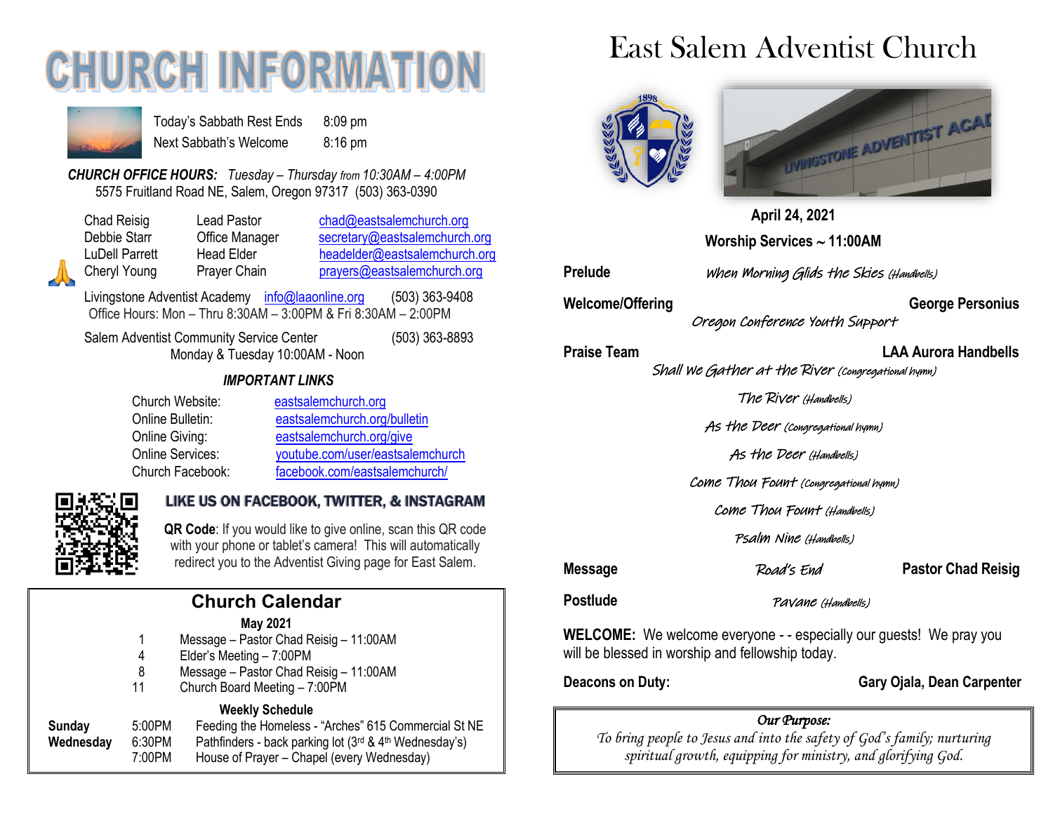# CHURCH INFORMATION

Today's Sabbath Rest Ends 8:09 pm
Next Sabbath's Welcome 8:16 pm

***CHURCH OFFICE HOURS:*** *Tuesday – Thursday from 10:30AM – 4:00PM*
5575 Fruitland Road NE, Salem, Oregon 97317 (503) 363-0390

| | | |
|---|---|---|
| Chad Reisig | Lead Pastor | chad@eastsalemchurch.org |
| Debbie Starr | Office Manager | secretary@eastsalemchurch.org |
| LuDell Parrett | Head Elder | headelder@eastsalemchurch.org |
| Cheryl Young | Prayer Chain | prayers@eastsalemchurch.org |

Livingstone Adventist Academy info@laaonline.org (503) 363-9408
Office Hours: Mon – Thru 8:30AM – 3:00PM & Fri 8:30AM – 2:00PM

Salem Adventist Community Service Center (503) 363-8893
Monday & Tuesday 10:00AM - Noon

### *IMPORTANT LINKS*

| | |
|---|---|
| Church Website: | eastsalemchurch.org |
| Online Bulletin: | eastsalemchurch.org/bulletin |
| Online Giving: | eastsalemchurch.org/give |
| Online Services: | youtube.com/user/eastsalemchurch |
| Church Facebook: | facebook.com/eastsalemchurch/ |

**LIKE US ON FACEBOOK, TWITTER, & INSTAGRAM**

**QR Code**: If you would like to give online, scan this QR code with your phone or tablet's camera! This will automatically redirect you to the Adventist Giving page for East Salem.

## Church Calendar

**May 2021**

| | |
|---|---|
| 1 | Message – Pastor Chad Reisig – 11:00AM |
| 4 | Elder's Meeting – 7:00PM |
| 8 | Message – Pastor Chad Reisig – 11:00AM |
| 11 | Church Board Meeting – 7:00PM |

**Weekly Schedule**

| | | |
|---|---|---|
| **Sunday** | 5:00PM | Feeding the Homeless - "Arches" 615 Commercial St NE |
| **Wednesday** | 6:30PM | Pathfinders - back parking lot (3rd & 4th Wednesday's) |
| | 7:00PM | House of Prayer – Chapel (every Wednesday) |

# East Salem Adventist Church

**April 24, 2021**

**Worship Services ~ 11:00AM**

**Prelude** — *When Morning Glids the Skies (Handbells)*

**Welcome/Offering** — **George Personius**
*Oregon Conference Youth Support*

**Praise Team** — **LAA Aurora Handbells**
*Shall We Gather at the River (Congregational hymn)*
*The River (Handbells)*
*As the Deer (Congregational hymn)*
*As the Deer (Handbells)*
*Come Thou Fount (Congregational hymn)*
*Come Thou Fount (Handbells)*
*Psalm Nine (Handbells)*

**Message** — *Road's End* — **Pastor Chad Reisig**

**Postlude** — *Pavane (Handbells)*

**WELCOME:** We welcome everyone - - especially our guests! We pray you will be blessed in worship and fellowship today.

**Deacons on Duty:** **Gary Ojala, Dean Carpenter**

***Our Purpose:***
*To bring people to Jesus and into the safety of God's family; nurturing spiritual growth, equipping for ministry, and glorifying God.*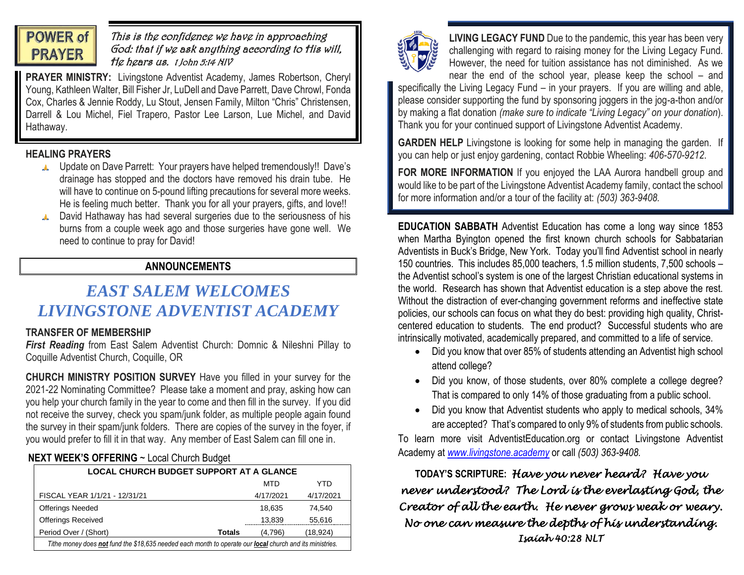**POWER of PRAYER**

*This is the confidence we have in approaching God: that if we ask anything according to His will, He hears us. 1 John 5:14 NIV*

**PRAYER MINISTRY:** Livingstone Adventist Academy, James Robertson, Cheryl Young, Kathleen Walter, Bill Fisher Jr, LuDell and Dave Parrett, Dave Chrowl, Fonda Cox, Charles & Jennie Roddy, Lu Stout, Jensen Family, Milton "Chris" Christensen, Darrell & Lou Michel, Fiel Trapero, Pastor Lee Larson, Lue Michel, and David Hathaway.

## HEALING PRAYERS

- Update on Dave Parrett: Your prayers have helped tremendously!! Dave's drainage has stopped and the doctors have removed his drain tube. He will have to continue on 5-pound lifting precautions for several more weeks. He is feeling much better. Thank you for all your prayers, gifts, and love!!
- David Hathaway has had several surgeries due to the seriousness of his burns from a couple week ago and those surgeries have gone well. We need to continue to pray for David!

## ANNOUNCEMENTS

# *EAST SALEM WELCOMES LIVINGSTONE ADVENTIST ACADEMY*

**TRANSFER OF MEMBERSHIP**

***First Reading*** from East Salem Adventist Church: Domnic & Nileshni Pillay to Coquille Adventist Church, Coquille, OR

**CHURCH MINISTRY POSITION SURVEY** Have you filled in your survey for the 2021-22 Nominating Committee? Please take a moment and pray, asking how can you help your church family in the year to come and then fill in the survey. If you did not receive the survey, check you spam/junk folder, as multiple people again found the survey in their spam/junk folders. There are copies of the survey in the foyer, if you would prefer to fill it in that way. Any member of East Salem can fill one in.

**NEXT WEEK'S OFFERING** ~ Local Church Budget

| LOCAL CHURCH BUDGET SUPPORT AT A GLANCE | | | |
|---|---|---|---|
| | | MTD | YTD |
| FISCAL YEAR 1/1/21 - 12/31/21 | | 4/17/2021 | 4/17/2021 |
| Offerings Needed | | 18,635 | 74,540 |
| Offerings Received | | 13,839 | 55,616 |
| Period Over / (Short) | **Totals** | (4,796) | (18,924) |

*Tithe money does **not** fund the $18,635 needed each month to operate our **local** church and its ministries.*

**LIVING LEGACY FUND** Due to the pandemic, this year has been very challenging with regard to raising money for the Living Legacy Fund. However, the need for tuition assistance has not diminished. As we near the end of the school year, please keep the school – and specifically the Living Legacy Fund – in your prayers. If you are willing and able, please consider supporting the fund by sponsoring joggers in the jog-a-thon and/or by making a flat donation *(make sure to indicate "Living Legacy" on your donation*). Thank you for your continued support of Livingstone Adventist Academy.

**GARDEN HELP** Livingstone is looking for some help in managing the garden. If you can help or just enjoy gardening, contact Robbie Wheeling: *406-570-9212*.

**FOR MORE INFORMATION** If you enjoyed the LAA Aurora handbell group and would like to be part of the Livingstone Adventist Academy family, contact the school for more information and/or a tour of the facility at: *(503) 363-9408.*

**EDUCATION SABBATH** Adventist Education has come a long way since 1853 when Martha Byington opened the first known church schools for Sabbatarian Adventists in Buck's Bridge, New York. Today you'll find Adventist school in nearly 150 countries. This includes 85,000 teachers, 1.5 million students, 7,500 schools – the Adventist school's system is one of the largest Christian educational systems in the world. Research has shown that Adventist education is a step above the rest. Without the distraction of ever-changing government reforms and ineffective state policies, our schools can focus on what they do best: providing high quality, Christ-centered education to students. The end product? Successful students who are intrinsically motivated, academically prepared, and committed to a life of service.

- Did you know that over 85% of students attending an Adventist high school attend college?
- Did you know, of those students, over 80% complete a college degree? That is compared to only 14% of those graduating from a public school.
- Did you know that Adventist students who apply to medical schools, 34% are accepted? That's compared to only 9% of students from public schools.

To learn more visit AdventistEducation.org or contact Livingstone Adventist Academy at *www.livingstone.academy* or call *(503) 363-9408.*

**TODAY'S SCRIPTURE:** *Have you never heard? Have you never understood? The Lord is the everlasting God, the Creator of all the earth. He never grows weak or weary. No one can measure the depths of his understanding. Isaiah 40:28 NLT*